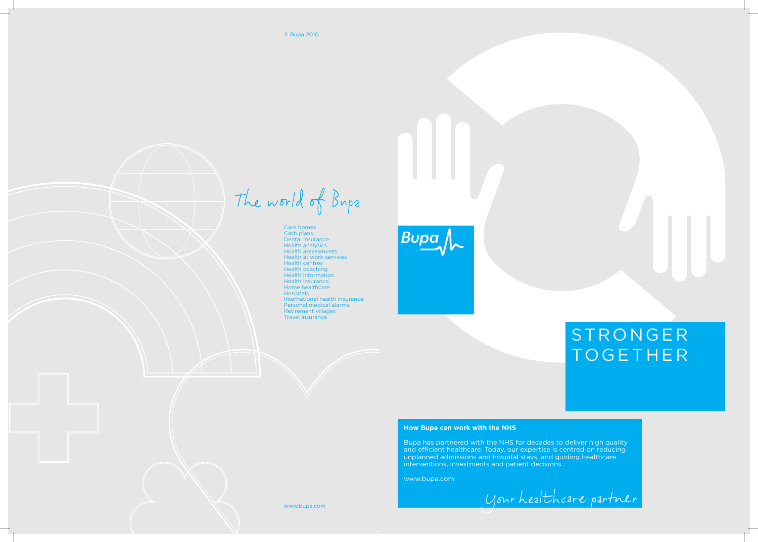© Bupa 2010

*The world of Bupa*

- Care homes
- Cash plans
- Dental insurance
- Health analytics
- Health assessments
- Health at work services
- Health centres
- Health coaching
- Health information
- Health insurance
- Home healthcare
- Hospitals
- International health insurance
- Personal medical alarms
- Retirement villages
- Travel insurance

www.bupa.com

Bupa

# STRONGER TOGETHER

**How Bupa can work with the NHS**

Bupa has partnered with the NHS for decades to deliver high quality and efficient healthcare. Today, our expertise is centred on reducing unplanned admissions and hospital stays, and guiding healthcare interventions, investments and patient decisions.

www.bupa.com

*Your healthcare partner*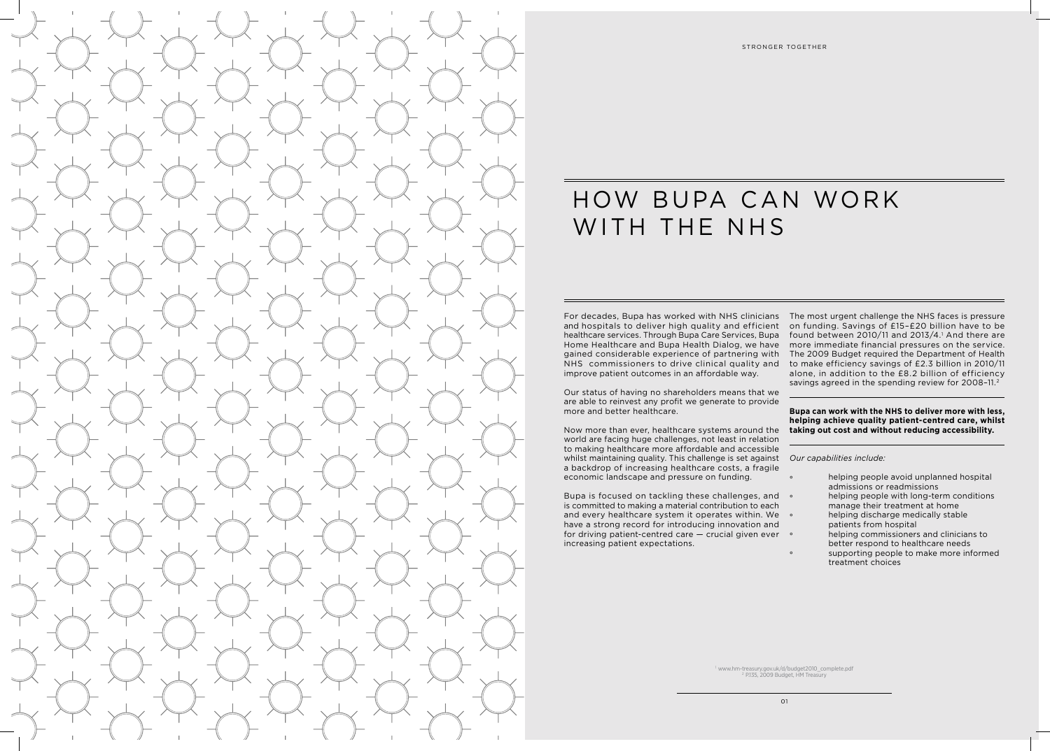# HOW BUPA CAN WORK WITH THE NHS

For decades, Bupa has worked with NHS clinicians and hospitals to deliver high quality and efficient healthcare services. Through Bupa Care Services, Bupa Home Healthcare and Bupa Health Dialog, we have gained considerable experience of partnering with NHS commissioners to drive clinical quality and improve patient outcomes in an affordable way.

Our status of having no shareholders means that we are able to reinvest any profit we generate to provide more and better healthcare.

Now more than ever, healthcare systems around the world are facing huge challenges, not least in relation to making healthcare more affordable and accessible whilst maintaining quality. This challenge is set against a backdrop of increasing healthcare costs, a fragile economic landscape and pressure on funding.

Bupa is focused on tackling these challenges, and is committed to making a material contribution to each and every healthcare system it operates within. We have a strong record for introducing innovation and for driving patient-centred care — crucial given ever increasing patient expectations.

The most urgent challenge the NHS faces is pressure on funding. Savings of £15–£20 billion have to be found between 2010/11 and 2013/4.[1] And there are more immediate financial pressures on the service. The 2009 Budget required the Department of Health to make efficiency savings of £2.3 billion in 2010/11 alone, in addition to the £8.2 billion of efficiency savings agreed in the spending review for 2008–11.[2]

**Bupa can work with the NHS to deliver more with less, helping achieve quality patient-centred care, whilst taking out cost and without reducing accessibility.**

*Our capabilities include:*

- helping people avoid unplanned hospital admissions or readmissions
- helping people with long-term conditions manage their treatment at home
- helping discharge medically stable patients from hospital
- helping commissioners and clinicians to better respond to healthcare needs
- supporting people to make more informed treatment choices

[1] www.hm-treasury.gov.uk/d/budget2010_complete.pdf
[2] P.135, 2009 Budget, HM Treasury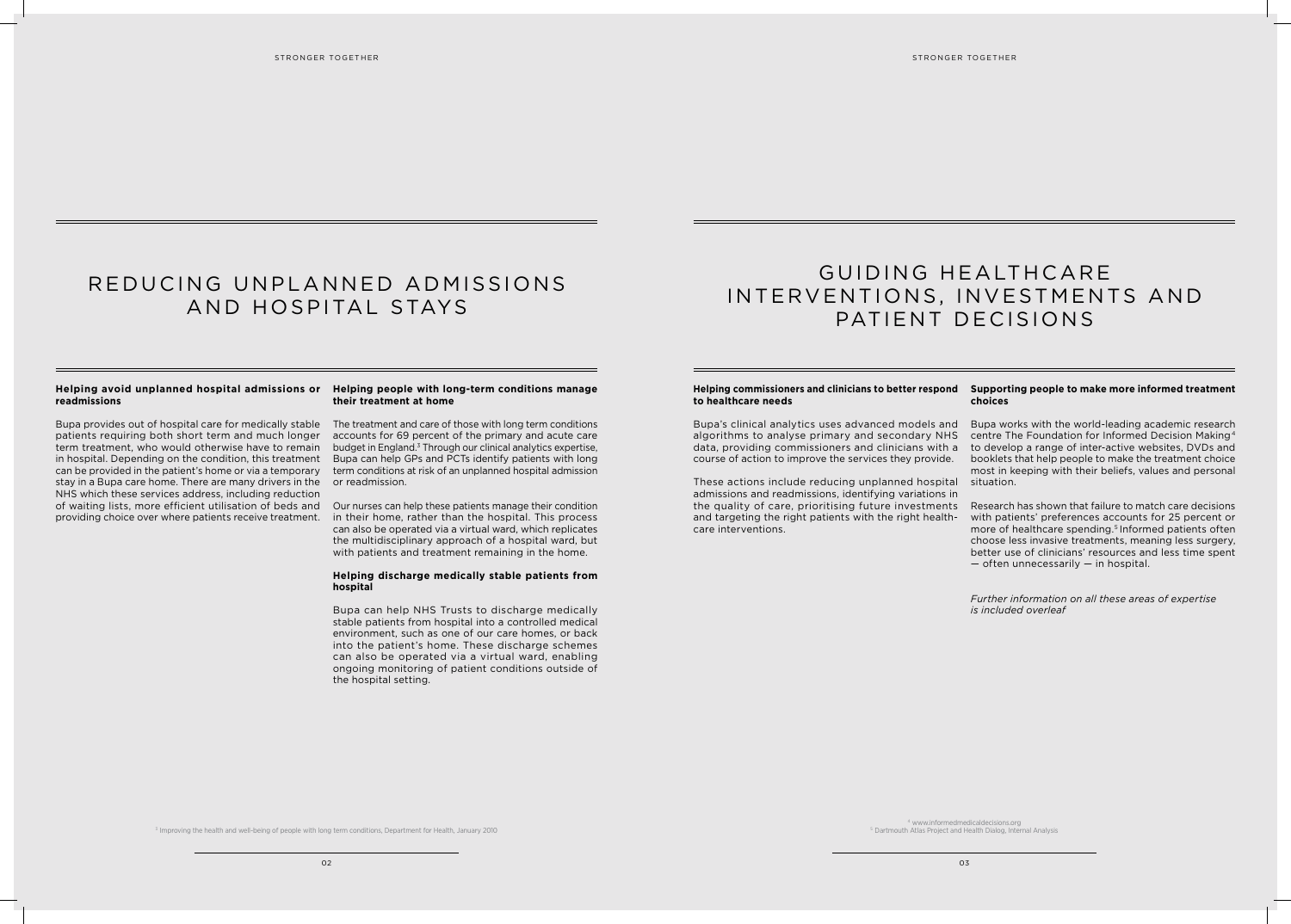# REDUCING UNPLANNED ADMISSIONS AND HOSPITAL STAYS

### Helping avoid unplanned hospital admissions or readmissions

Bupa provides out of hospital care for medically stable patients requiring both short term and much longer term treatment, who would otherwise have to remain in hospital. Depending on the condition, this treatment can be provided in the patient's home or via a temporary stay in a Bupa care home. There are many drivers in the NHS which these services address, including reduction of waiting lists, more efficient utilisation of beds and providing choice over where patients receive treatment.

### Helping people with long-term conditions manage their treatment at home

The treatment and care of those with long term conditions accounts for 69 percent of the primary and acute care budget in England.[3] Through our clinical analytics expertise, Bupa can help GPs and PCTs identify patients with long term conditions at risk of an unplanned hospital admission or readmission.

Our nurses can help these patients manage their condition in their home, rather than the hospital. This process can also be operated via a virtual ward, which replicates the multidisciplinary approach of a hospital ward, but with patients and treatment remaining in the home.

### Helping discharge medically stable patients from hospital

Bupa can help NHS Trusts to discharge medically stable patients from hospital into a controlled medical environment, such as one of our care homes, or back into the patient's home. These discharge schemes can also be operated via a virtual ward, enabling ongoing monitoring of patient conditions outside of the hospital setting.

[3] Improving the health and well-being of people with long term conditions, Department for Health, January 2010

# GUIDING HEALTHCARE INTERVENTIONS, INVESTMENTS AND PATIENT DECISIONS

### Helping commissioners and clinicians to better respond to healthcare needs

Bupa's clinical analytics uses advanced models and algorithms to analyse primary and secondary NHS data, providing commissioners and clinicians with a course of action to improve the services they provide.

These actions include reducing unplanned hospital admissions and readmissions, identifying variations in the quality of care, prioritising future investments and targeting the right patients with the right health-care interventions.

### Supporting people to make more informed treatment choices

Bupa works with the world-leading academic research centre The Foundation for Informed Decision Making[4] to develop a range of inter-active websites, DVDs and booklets that help people to make the treatment choice most in keeping with their beliefs, values and personal situation.

Research has shown that failure to match care decisions with patients' preferences accounts for 25 percent or more of healthcare spending.[5] Informed patients often choose less invasive treatments, meaning less surgery, better use of clinicians' resources and less time spent — often unnecessarily — in hospital.

*Further information on all these areas of expertise is included overleaf*

[4] www.informedmedicaldecisions.org
[5] Dartmouth Atlas Project and Health Dialog, Internal Analysis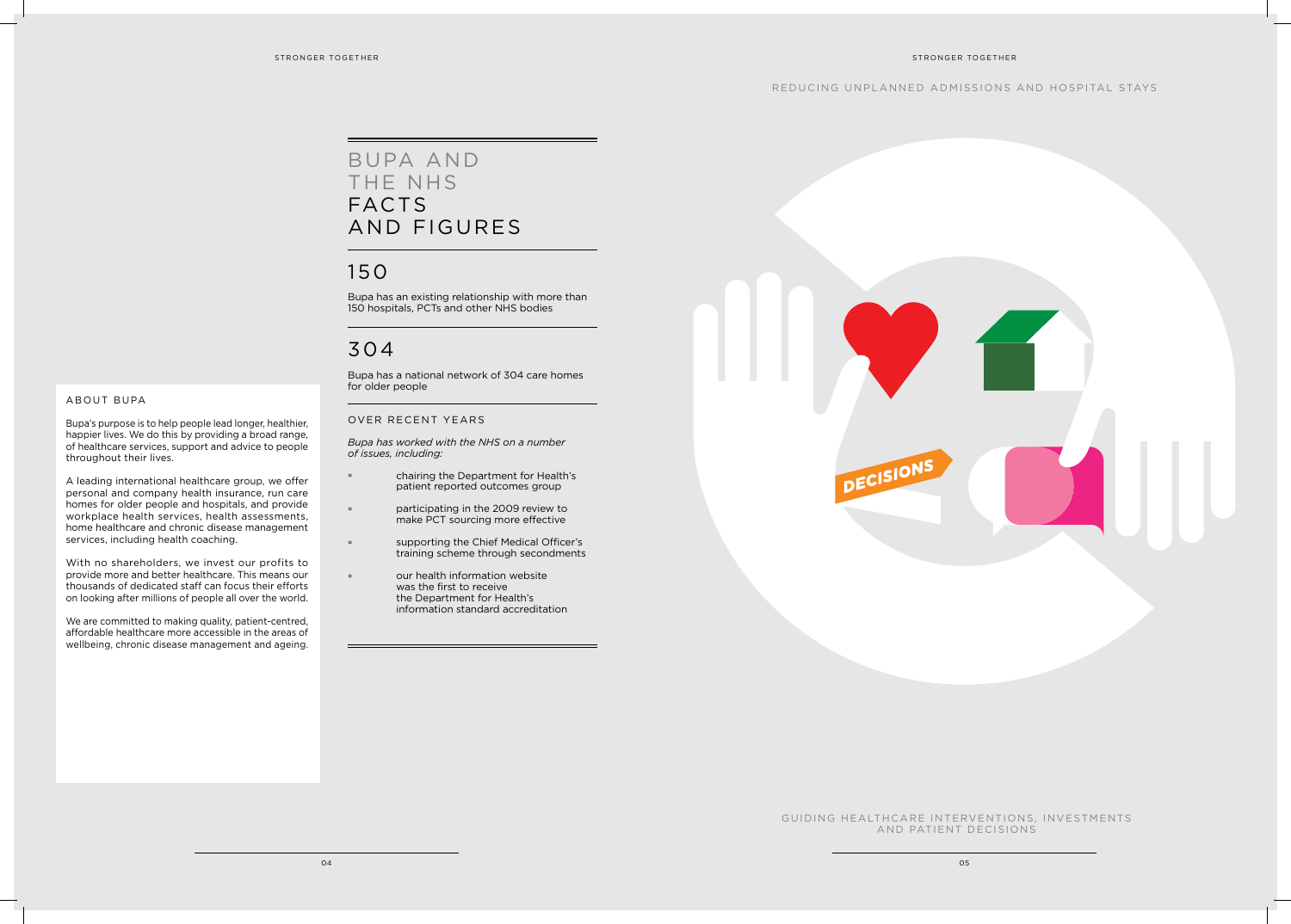# BUPA AND THE NHS FACTS AND FIGURES

## 150

Bupa has an existing relationship with more than 150 hospitals, PCTs and other NHS bodies

## 304

Bupa has a national network of 304 care homes for older people

### OVER RECENT YEARS

*Bupa has worked with the NHS on a number of issues, including:*

- chairing the Department for Health's patient reported outcomes group
- participating in the 2009 review to make PCT sourcing more effective
- supporting the Chief Medical Officer's training scheme through secondments
- our health information website was the first to receive the Department for Health's information standard accreditation

### ABOUT BUPA

Bupa's purpose is to help people lead longer, healthier, happier lives. We do this by providing a broad range, of healthcare services, support and advice to people throughout their lives.

A leading international healthcare group, we offer personal and company health insurance, run care homes for older people and hospitals, and provide workplace health services, health assessments, home healthcare and chronic disease management services, including health coaching.

With no shareholders, we invest our profits to provide more and better healthcare. This means our thousands of dedicated staff can focus their efforts on looking after millions of people all over the world.

We are committed to making quality, patient-centred, affordable healthcare more accessible in the areas of wellbeing, chronic disease management and ageing.

REDUCING UNPLANNED ADMISSIONS AND HOSPITAL STAYS

DECISIONS

GUIDING HEALTHCARE INTERVENTIONS, INVESTMENTS AND PATIENT DECISIONS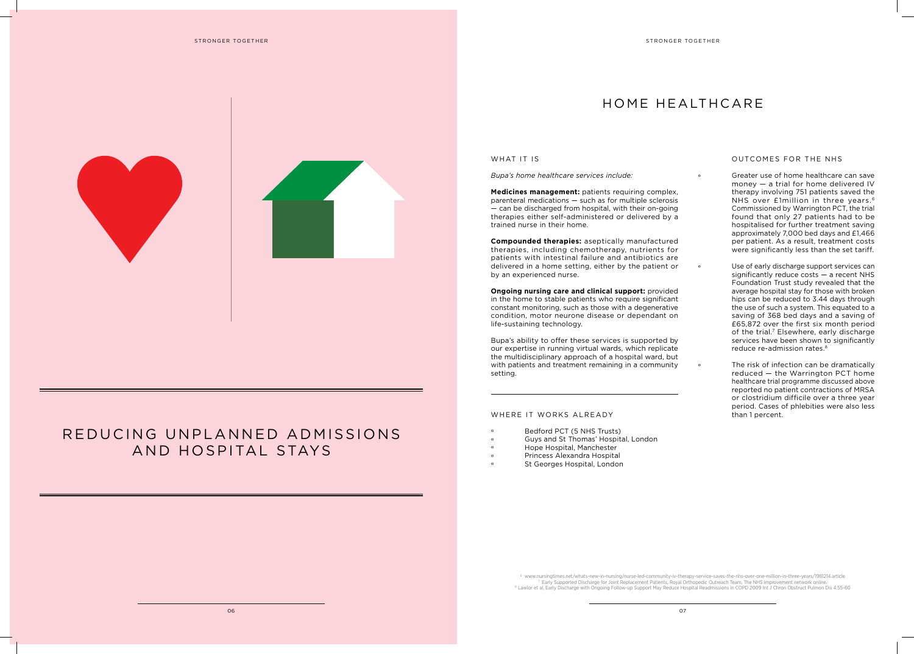# REDUCING UNPLANNED ADMISSIONS AND HOSPITAL STAYS

## HOME HEALTHCARE

### WHAT IT IS

*Bupa's home healthcare services include:*

**Medicines management:** patients requiring complex, parenteral medications — such as for multiple sclerosis — can be discharged from hospital, with their on-going therapies either self-administered or delivered by a trained nurse in their home.

**Compounded therapies:** aseptically manufactured therapies, including chemotherapy, nutrients for patients with intestinal failure and antibiotics are delivered in a home setting, either by the patient or by an experienced nurse.

**Ongoing nursing care and clinical support:** provided in the home to stable patients who require significant constant monitoring, such as those with a degenerative condition, motor neurone disease or dependant on life-sustaining technology.

Bupa's ability to offer these services is supported by our expertise in running virtual wards, which replicate the multidisciplinary approach of a hospital ward, but with patients and treatment remaining in a community setting.

### WHERE IT WORKS ALREADY

- Bedford PCT (5 NHS Trusts)
- Guys and St Thomas' Hospital, London
- Hope Hospital, Manchester
- Princess Alexandra Hospital
- St Georges Hospital, London

### OUTCOMES FOR THE NHS

- Greater use of home healthcare can save money — a trial for home delivered IV therapy involving 751 patients saved the NHS over £1million in three years.[6] Commissioned by Warrington PCT, the trial found that only 27 patients had to be hospitalised for further treatment saving approximately 7,000 bed days and £1,466 per patient. As a result, treatment costs were significantly less than the set tariff.
- Use of early discharge support services can significantly reduce costs — a recent NHS Foundation Trust study revealed that the average hospital stay for those with broken hips can be reduced to 3.44 days through the use of such a system. This equated to a saving of 368 bed days and a saving of £65,872 over the first six month period of the trial.[7] Elsewhere, early discharge services have been shown to significantly reduce re-admission rates.[8]
- The risk of infection can be dramatically reduced — the Warrington PCT home healthcare trial programme discussed above reported no patient contractions of MRSA or clostridium difficile over a three year period. Cases of phlebities were also less than 1 percent.

[6] www.nursingtimes.net/whats-new-in-nursing/nurse-led-community-iv-therapy-service-saves-the-nhs-over-one-million-in-three-years/1981214.article
[7] Early Supported Discharge for Joint Replacement Patients, Royal Orthopedic Outreach Team, The NHS improvement network online.
[8] Lawlor et al, Early Discharge with Ongoing Follow-up Support May Reduce Hospital Readmissions in COPD 2009 Int J Chron Obstruct Pulmon Dis 4:55-60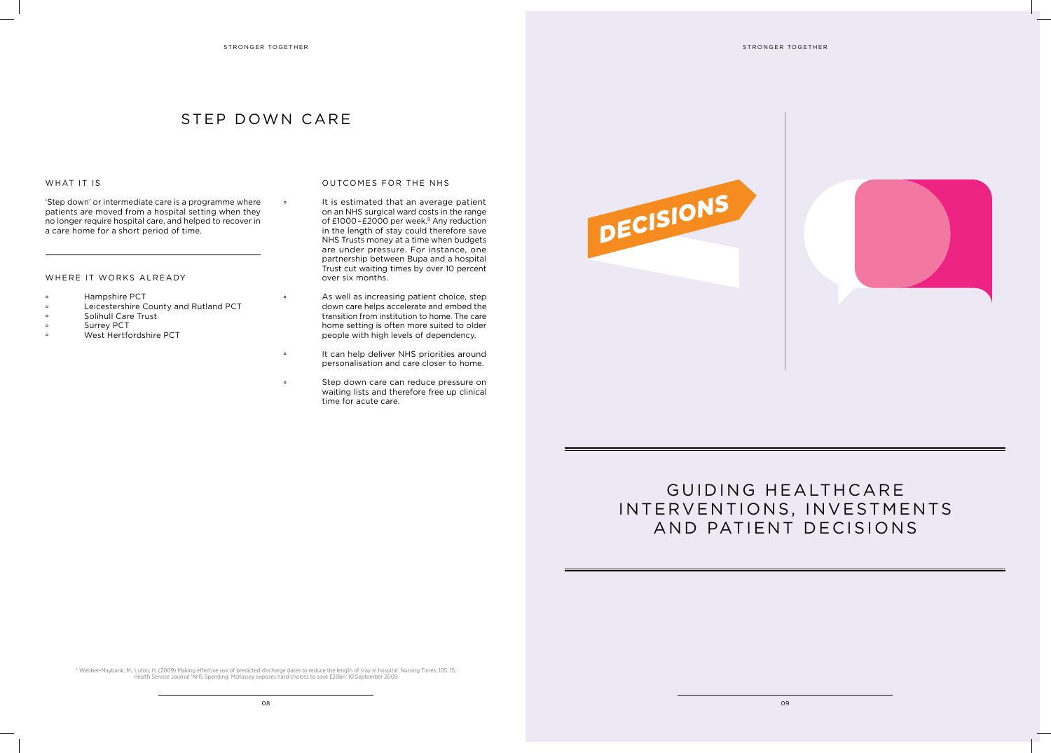# STEP DOWN CARE

## WHAT IT IS

'Step down' or intermediate care is a programme where patients are moved from a hospital setting when they no longer require hospital care, and helped to recover in a care home for a short period of time.

## WHERE IT WORKS ALREADY

- Hampshire PCT
- Leicestershire County and Rutland PCT
- Solihull Care Trust
- Surrey PCT
- West Hertfordshire PCT

## OUTCOMES FOR THE NHS

- It is estimated that an average patient on an NHS surgical ward costs in the range of £1000–£2000 per week.[9] Any reduction in the length of stay could therefore save NHS Trusts money at a time when budgets are under pressure. For instance, one partnership between Bupa and a hospital Trust cut waiting times by over 10 percent over six months.
- As well as increasing patient choice, step down care helps accelerate and embed the transition from institution to home. The care home setting is often more suited to older people with high levels of dependency.
- It can help deliver NHS priorities around personalisation and care closer to home.
- Step down care can reduce pressure on waiting lists and therefore free up clinical time for acute care.

[9] Webber-Maybank, M., Luton, H. (2009) Making effective use of predicted discharge dates to reduce the length of stay in hospital. Nursing Times; 105; 15; Health Service Journal 'NHS Spending: McKinsey exposes hard choices to save £20bn' 10 September 2009

DECISIONS

# GUIDING HEALTHCARE INTERVENTIONS, INVESTMENTS AND PATIENT DECISIONS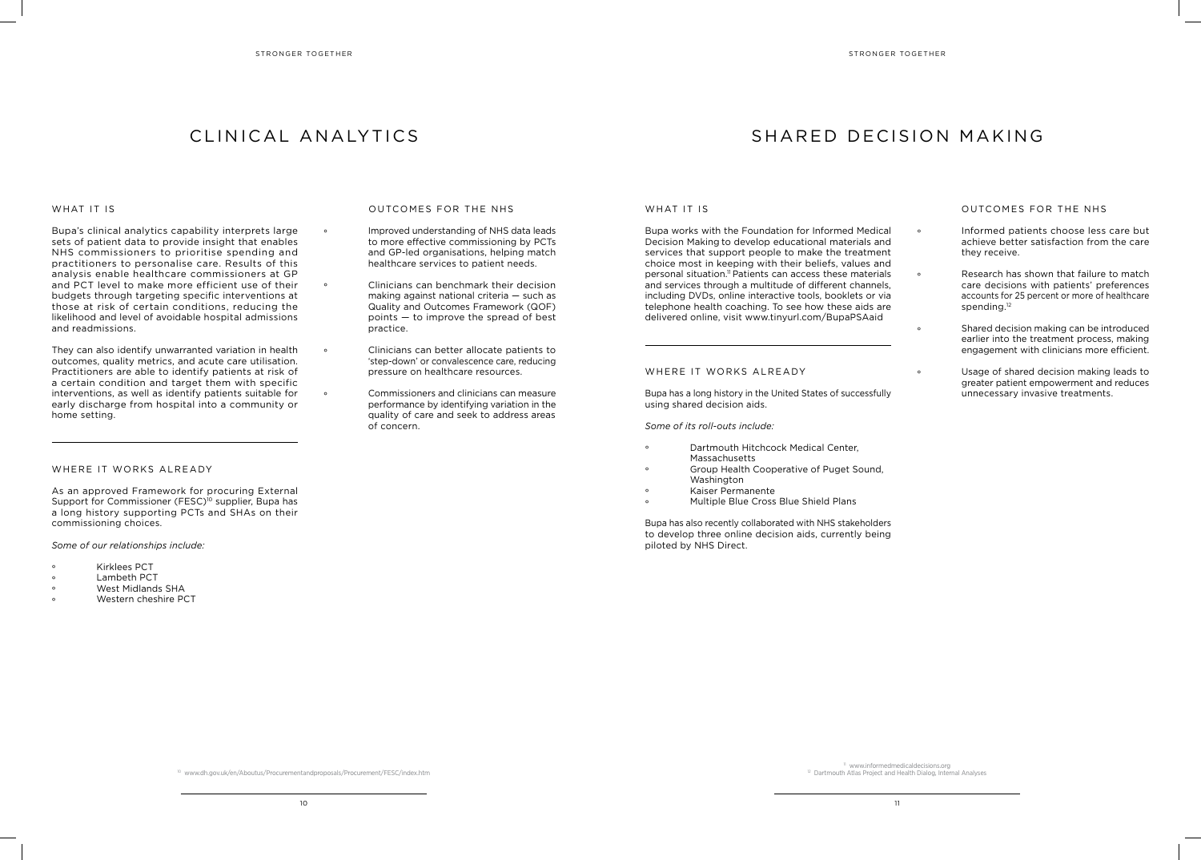# CLINICAL ANALYTICS

## WHAT IT IS

Bupa's clinical analytics capability interprets large sets of patient data to provide insight that enables NHS commissioners to prioritise spending and practitioners to personalise care. Results of this analysis enable healthcare commissioners at GP and PCT level to make more efficient use of their budgets through targeting specific interventions at those at risk of certain conditions, reducing the likelihood and level of avoidable hospital admissions and readmissions.

They can also identify unwarranted variation in health outcomes, quality metrics, and acute care utilisation. Practitioners are able to identify patients at risk of a certain condition and target them with specific interventions, as well as identify patients suitable for early discharge from hospital into a community or home setting.

## WHERE IT WORKS ALREADY

As an approved Framework for procuring External Support for Commissioner (FESC)[10] supplier, Bupa has a long history supporting PCTs and SHAs on their commissioning choices.

*Some of our relationships include:*

- Kirklees PCT
- Lambeth PCT
- West Midlands SHA
- Western cheshire PCT

## OUTCOMES FOR THE NHS

- Improved understanding of NHS data leads to more effective commissioning by PCTs and GP-led organisations, helping match healthcare services to patient needs.
- Clinicians can benchmark their decision making against national criteria — such as Quality and Outcomes Framework (QOF) points — to improve the spread of best practice.
- Clinicians can better allocate patients to 'step-down' or convalescence care, reducing pressure on healthcare resources.
- Commissioners and clinicians can measure performance by identifying variation in the quality of care and seek to address areas of concern.

[10] www.dh.gov.uk/en/Aboutus/Procurementandproposals/Procurement/FESC/index.htm

# SHARED DECISION MAKING

## WHAT IT IS

Bupa works with the Foundation for Informed Medical Decision Making to develop educational materials and services that support people to make the treatment choice most in keeping with their beliefs, values and personal situation.[11] Patients can access these materials and services through a multitude of different channels, including DVDs, online interactive tools, booklets or via telephone health coaching. To see how these aids are delivered online, visit www.tinyurl.com/BupaPSAaid

## WHERE IT WORKS ALREADY

Bupa has a long history in the United States of successfully using shared decision aids.

*Some of its roll-outs include:*

- Dartmouth Hitchcock Medical Center, Massachusetts
- Group Health Cooperative of Puget Sound, Washington
- Kaiser Permanente
- Multiple Blue Cross Blue Shield Plans

Bupa has also recently collaborated with NHS stakeholders to develop three online decision aids, currently being piloted by NHS Direct.

## OUTCOMES FOR THE NHS

- Informed patients choose less care but achieve better satisfaction from the care they receive.
- Research has shown that failure to match care decisions with patients' preferences accounts for 25 percent or more of healthcare spending.[12]
- Shared decision making can be introduced earlier into the treatment process, making engagement with clinicians more efficient.
- Usage of shared decision making leads to greater patient empowerment and reduces unnecessary invasive treatments.

[11] www.informedmedicaldecisions.org
[12] Dartmouth Atlas Project and Health Dialog, Internal Analyses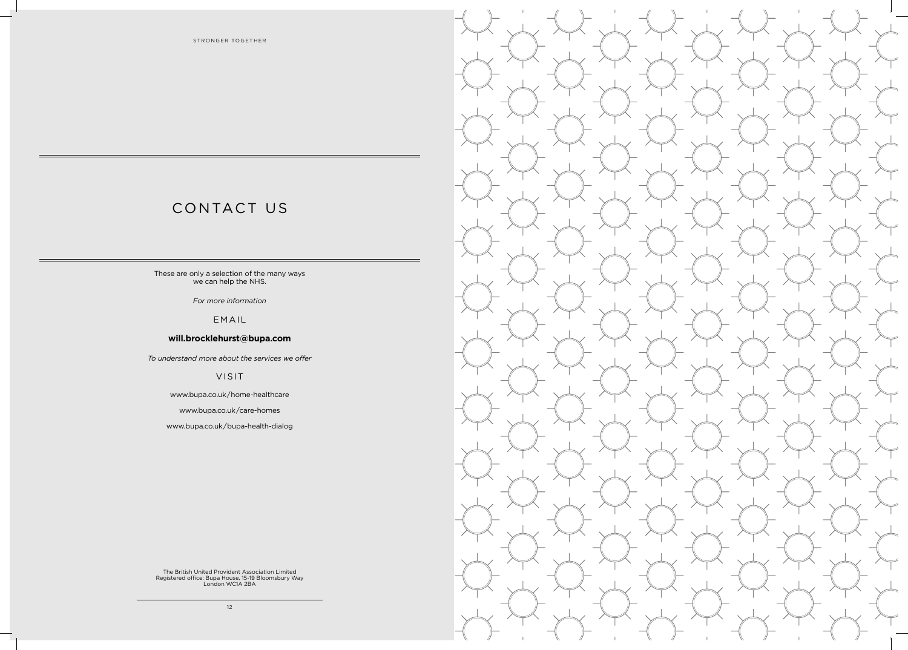# CONTACT US

These are only a selection of the many ways we can help the NHS.

*For more information*

EMAIL

**will.brocklehurst@bupa.com**

*To understand more about the services we offer*

VISIT

www.bupa.co.uk/home-healthcare

www.bupa.co.uk/care-homes

www.bupa.co.uk/bupa-health-dialog

The British United Provident Association Limited
Registered office: Bupa House, 15-19 Bloomsbury Way
London WC1A 2BA